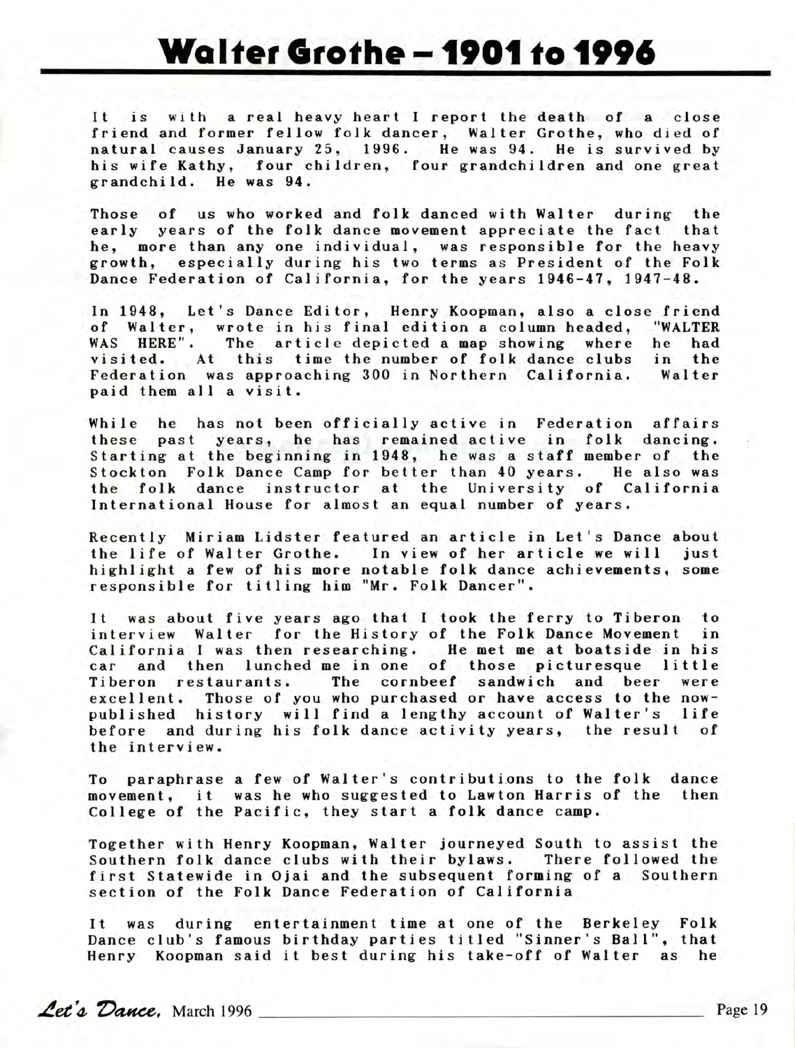# Walter Grothe – 1901 to 1996

It is with a real heavy heart I report the death of a close friend and former fellow folk dancer, Walter Grothe, who died of natural causes January 25, 1996. He was 94. He is survived by his wife Kathy, four children, four grandchildren and one great grandchild. He was 94.

Those of us who worked and folk danced with Walter during the early years of the folk dance movement appreciate the fact that he, more than any one individual, was responsible for the heavy growth, especially during his two terms as President of the Folk Dance Federation of California, for the years 1946-47, 1947-48.

In 1948, Let's Dance Editor, Henry Koopman, also a close friend of Walter, wrote in his final edition a column headed, "WALTER WAS HERE". The article depicted a map showing where he had visited. At this time the number of folk dance clubs in the Federation was approaching 300 in Northern California. Walter paid them all a visit.

While he has not been officially active in Federation affairs these past years, he has remained active in folk dancing. Starting at the beginning in 1948, he was a staff member of the Stockton Folk Dance Camp for better than 40 years. He also was the folk dance instructor at the University of California International House for almost an equal number of years.

Recently Miriam Lidster featured an article in Let's Dance about the life of Walter Grothe. In view of her article we will just highlight a few of his more notable folk dance achievements, some responsible for titling him "Mr. Folk Dancer".

It was about five years ago that I took the ferry to Tiberon to interview Walter for the History of the Folk Dance Movement in California I was then researching. He met me at boatside in his car and then lunched me in one of those picturesque little Tiberon restaurants. The cornbeef sandwich and beer were excellent. Those of you who purchased or have access to the now-published history will find a lengthy account of Walter's life before and during his folk dance activity years, the result of the interview.

To paraphrase a few of Walter's contributions to the folk dance movement, it was he who suggested to Lawton Harris of the then College of the Pacific, they start a folk dance camp.

Together with Henry Koopman, Walter journeyed South to assist the Southern folk dance clubs with their bylaws. There followed the first Statewide in Ojai and the subsequent forming of a Southern section of the Folk Dance Federation of California

It was during entertainment time at one of the Berkeley Folk Dance club's famous birthday parties titled "Sinner's Ball", that Henry Koopman said it best during his take-off of Walter as he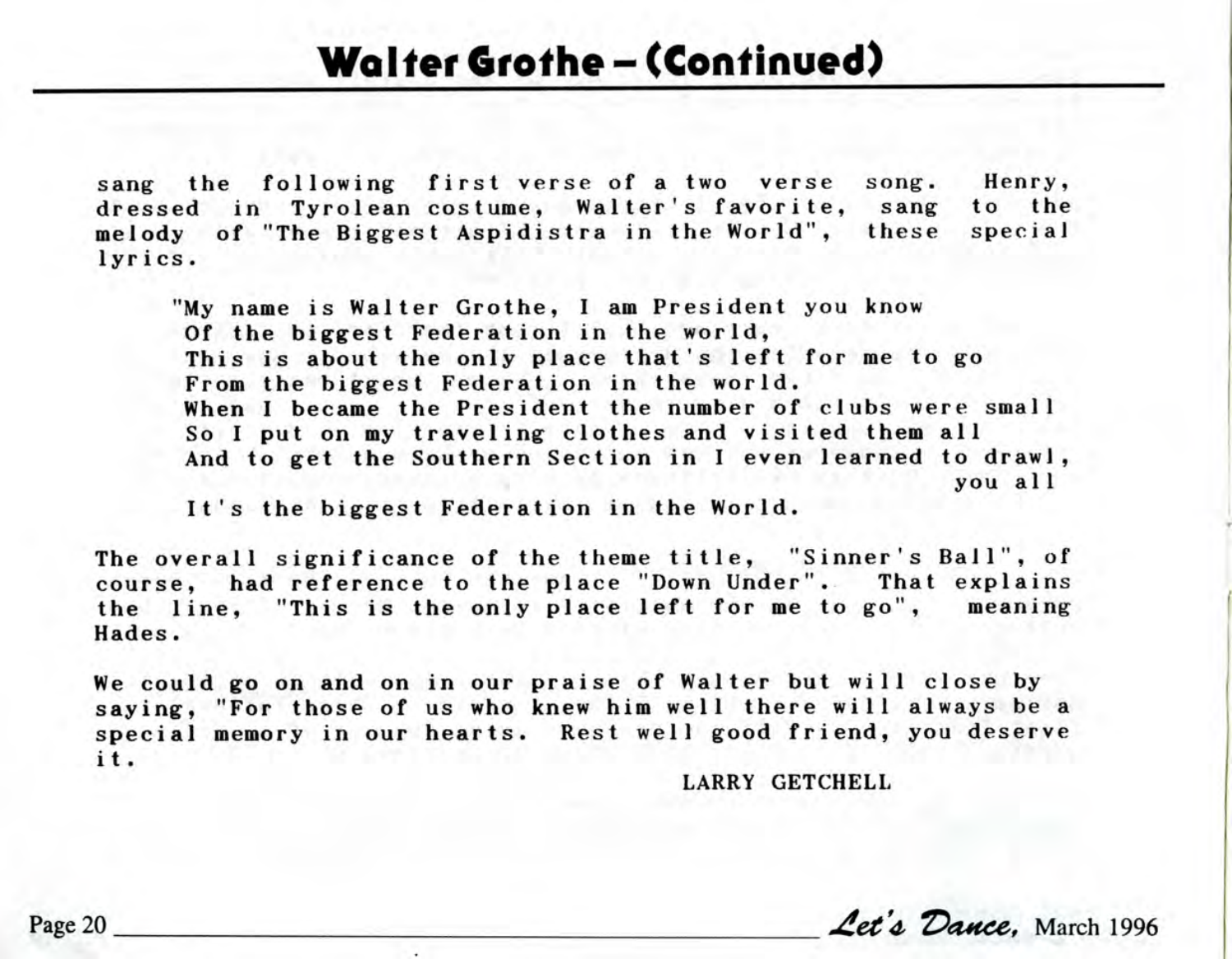# Walter Grothe – (Continued)

sang the following first verse of a two verse song. Henry, dressed in Tyrolean costume, Walter's favorite, sang to the melody of "The Biggest Aspidistra in the World", these special lyrics.

> "My name is Walter Grothe, I am President you know
> Of the biggest Federation in the world,
> This is about the only place that's left for me to go
> From the biggest Federation in the world.
> When I became the President the number of clubs were small
> So I put on my traveling clothes and visited them all
> And to get the Southern Section in I even learned to drawl,
> you all
> It's the biggest Federation in the World.

The overall significance of the theme title, "Sinner's Ball", of course, had reference to the place "Down Under". That explains the line, "This is the only place left for me to go", meaning Hades.

We could go on and on in our praise of Walter but will close by saying, "For those of us who knew him well there will always be a special memory in our hearts. Rest well good friend, you deserve it.

LARRY GETCHELL